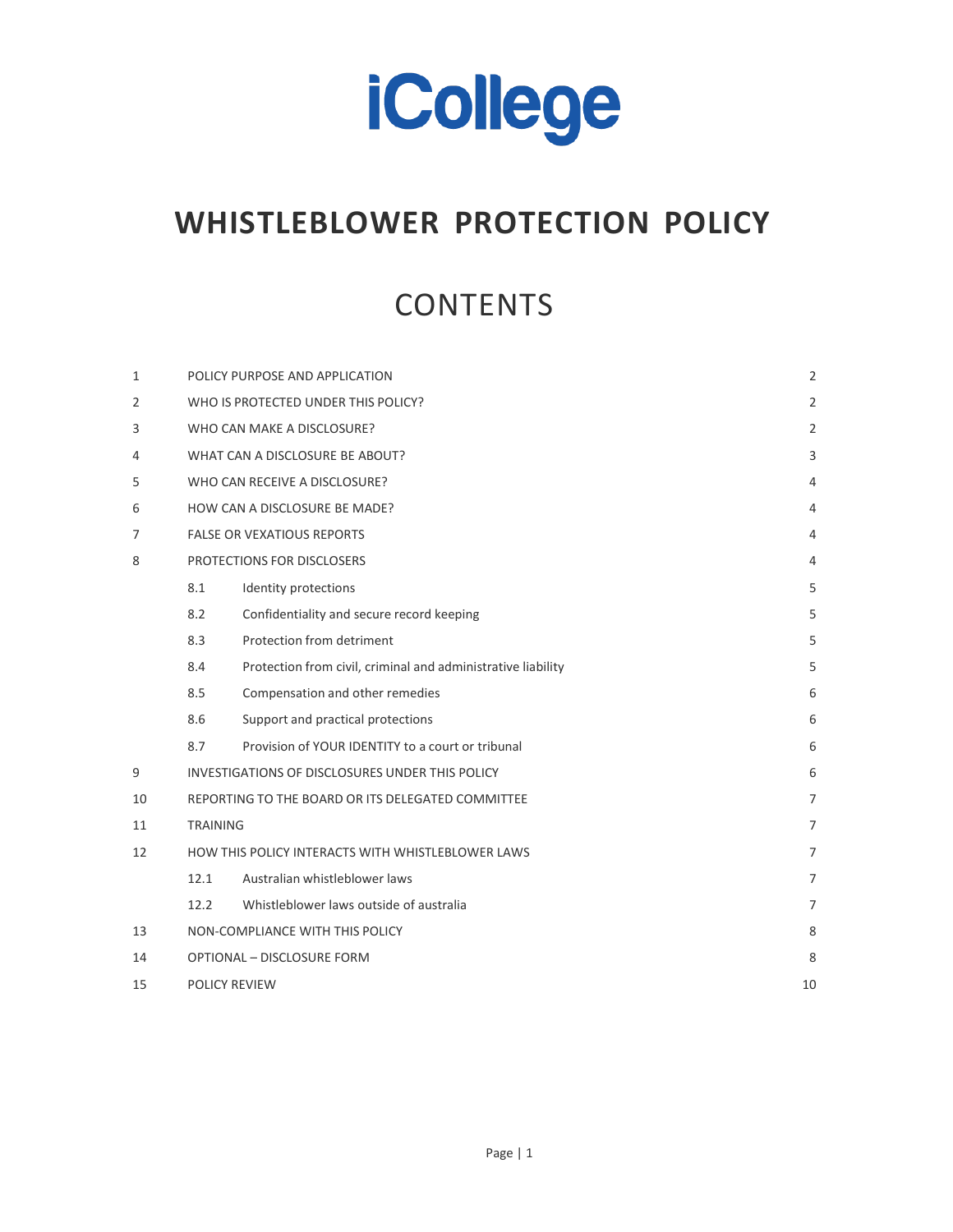iCollege

# WHISTLEBLOWER PROTECTION POLICY

## CONTENTS

| | | | |
|---|---|---|---|
| 1 | POLICY PURPOSE AND APPLICATION | | 2 |
| 2 | WHO IS PROTECTED UNDER THIS POLICY? | | 2 |
| 3 | WHO CAN MAKE A DISCLOSURE? | | 2 |
| 4 | WHAT CAN A DISCLOSURE BE ABOUT? | | 3 |
| 5 | WHO CAN RECEIVE A DISCLOSURE? | | 4 |
| 6 | HOW CAN A DISCLOSURE BE MADE? | | 4 |
| 7 | FALSE OR VEXATIOUS REPORTS | | 4 |
| 8 | PROTECTIONS FOR DISCLOSERS | | 4 |
| | 8.1 | Identity protections | 5 |
| | 8.2 | Confidentiality and secure record keeping | 5 |
| | 8.3 | Protection from detriment | 5 |
| | 8.4 | Protection from civil, criminal and administrative liability | 5 |
| | 8.5 | Compensation and other remedies | 6 |
| | 8.6 | Support and practical protections | 6 |
| | 8.7 | Provision of YOUR IDENTITY to a court or tribunal | 6 |
| 9 | INVESTIGATIONS OF DISCLOSURES UNDER THIS POLICY | | 6 |
| 10 | REPORTING TO THE BOARD OR ITS DELEGATED COMMITTEE | | 7 |
| 11 | TRAINING | | 7 |
| 12 | HOW THIS POLICY INTERACTS WITH WHISTLEBLOWER LAWS | | 7 |
| | 12.1 | Australian whistleblower laws | 7 |
| | 12.2 | Whistleblower laws outside of australia | 7 |
| 13 | NON-COMPLIANCE WITH THIS POLICY | | 8 |
| 14 | OPTIONAL – DISCLOSURE FORM | | 8 |
| 15 | POLICY REVIEW | | 10 |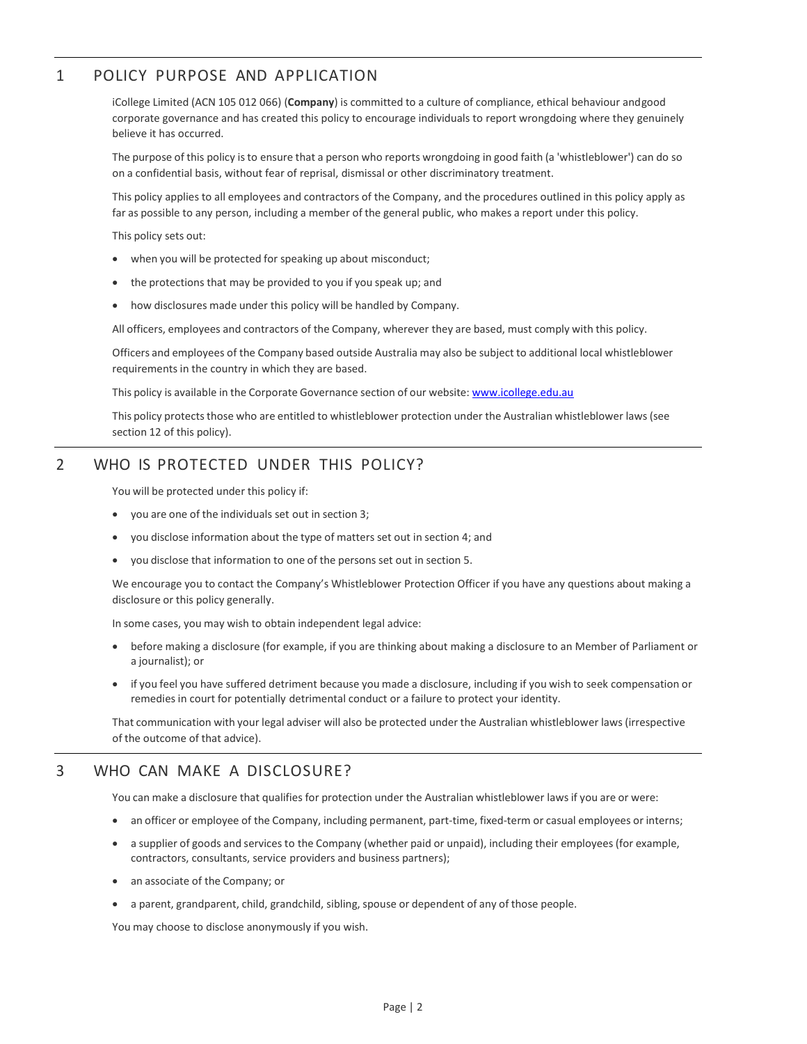## 1 POLICY PURPOSE AND APPLICATION

iCollege Limited (ACN 105 012 066) (**Company**) is committed to a culture of compliance, ethical behaviour andgood corporate governance and has created this policy to encourage individuals to report wrongdoing where they genuinely believe it has occurred.

The purpose of this policy is to ensure that a person who reports wrongdoing in good faith (a 'whistleblower') can do so on a confidential basis, without fear of reprisal, dismissal or other discriminatory treatment.

This policy applies to all employees and contractors of the Company, and the procedures outlined in this policy apply as far as possible to any person, including a member of the general public, who makes a report under this policy.

This policy sets out:

- when you will be protected for speaking up about misconduct;
- the protections that may be provided to you if you speak up; and
- how disclosures made under this policy will be handled by Company.

All officers, employees and contractors of the Company, wherever they are based, must comply with this policy.

Officers and employees of the Company based outside Australia may also be subject to additional local whistleblower requirements in the country in which they are based.

This policy is available in the Corporate Governance section of our website: www.icollege.edu.au

This policy protects those who are entitled to whistleblower protection under the Australian whistleblower laws (see section 12 of this policy).

## 2 WHO IS PROTECTED UNDER THIS POLICY?

You will be protected under this policy if:

- you are one of the individuals set out in section 3;
- you disclose information about the type of matters set out in section 4; and
- you disclose that information to one of the persons set out in section 5.

We encourage you to contact the Company's Whistleblower Protection Officer if you have any questions about making a disclosure or this policy generally.

In some cases, you may wish to obtain independent legal advice:

- before making a disclosure (for example, if you are thinking about making a disclosure to an Member of Parliament or a journalist); or
- if you feel you have suffered detriment because you made a disclosure, including if you wish to seek compensation or remedies in court for potentially detrimental conduct or a failure to protect your identity.

That communication with your legal adviser will also be protected under the Australian whistleblower laws (irrespective of the outcome of that advice).

## 3 WHO CAN MAKE A DISCLOSURE?

You can make a disclosure that qualifies for protection under the Australian whistleblower laws if you are or were:

- an officer or employee of the Company, including permanent, part-time, fixed-term or casual employees or interns;
- a supplier of goods and services to the Company (whether paid or unpaid), including their employees (for example, contractors, consultants, service providers and business partners);
- an associate of the Company; or
- a parent, grandparent, child, grandchild, sibling, spouse or dependent of any of those people.

You may choose to disclose anonymously if you wish.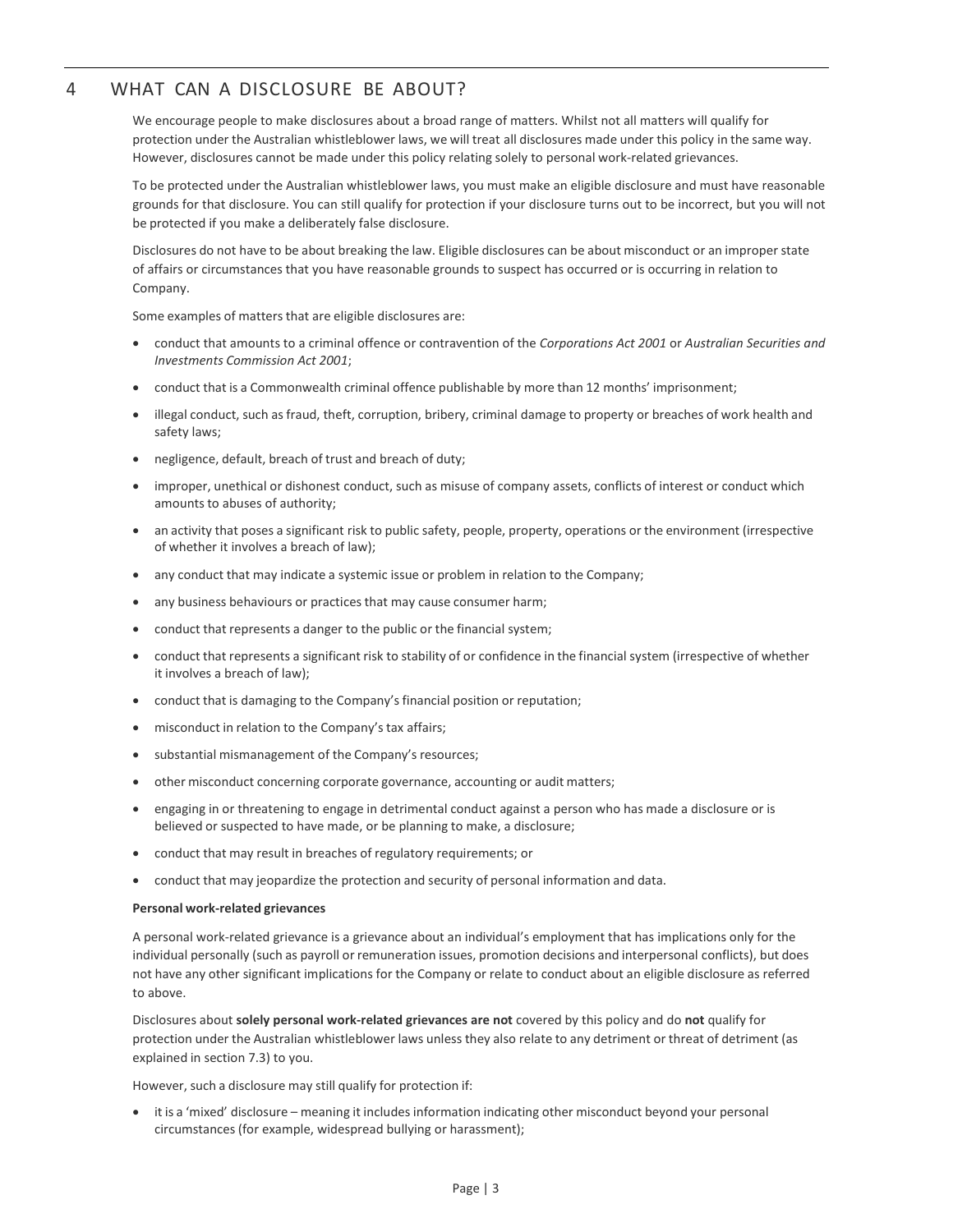# 4 WHAT CAN A DISCLOSURE BE ABOUT?

We encourage people to make disclosures about a broad range of matters. Whilst not all matters will qualify for protection under the Australian whistleblower laws, we will treat all disclosures made under this policy in the same way. However, disclosures cannot be made under this policy relating solely to personal work-related grievances.

To be protected under the Australian whistleblower laws, you must make an eligible disclosure and must have reasonable grounds for that disclosure. You can still qualify for protection if your disclosure turns out to be incorrect, but you will not be protected if you make a deliberately false disclosure.

Disclosures do not have to be about breaking the law. Eligible disclosures can be about misconduct or an improper state of affairs or circumstances that you have reasonable grounds to suspect has occurred or is occurring in relation to Company.

Some examples of matters that are eligible disclosures are:

- conduct that amounts to a criminal offence or contravention of the *Corporations Act 2001* or *Australian Securities and Investments Commission Act 2001*;
- conduct that is a Commonwealth criminal offence publishable by more than 12 months' imprisonment;
- illegal conduct, such as fraud, theft, corruption, bribery, criminal damage to property or breaches of work health and safety laws;
- negligence, default, breach of trust and breach of duty;
- improper, unethical or dishonest conduct, such as misuse of company assets, conflicts of interest or conduct which amounts to abuses of authority;
- an activity that poses a significant risk to public safety, people, property, operations or the environment (irrespective of whether it involves a breach of law);
- any conduct that may indicate a systemic issue or problem in relation to the Company;
- any business behaviours or practices that may cause consumer harm;
- conduct that represents a danger to the public or the financial system;
- conduct that represents a significant risk to stability of or confidence in the financial system (irrespective of whether it involves a breach of law);
- conduct that is damaging to the Company's financial position or reputation;
- misconduct in relation to the Company's tax affairs;
- substantial mismanagement of the Company's resources;
- other misconduct concerning corporate governance, accounting or audit matters;
- engaging in or threatening to engage in detrimental conduct against a person who has made a disclosure or is believed or suspected to have made, or be planning to make, a disclosure;
- conduct that may result in breaches of regulatory requirements; or
- conduct that may jeopardize the protection and security of personal information and data.

**Personal work-related grievances**

A personal work-related grievance is a grievance about an individual's employment that has implications only for the individual personally (such as payroll or remuneration issues, promotion decisions and interpersonal conflicts), but does not have any other significant implications for the Company or relate to conduct about an eligible disclosure as referred to above.

Disclosures about **solely personal work-related grievances are not** covered by this policy and do **not** qualify for protection under the Australian whistleblower laws unless they also relate to any detriment or threat of detriment (as explained in section 7.3) to you.

However, such a disclosure may still qualify for protection if:

- it is a 'mixed' disclosure – meaning it includes information indicating other misconduct beyond your personal circumstances (for example, widespread bullying or harassment);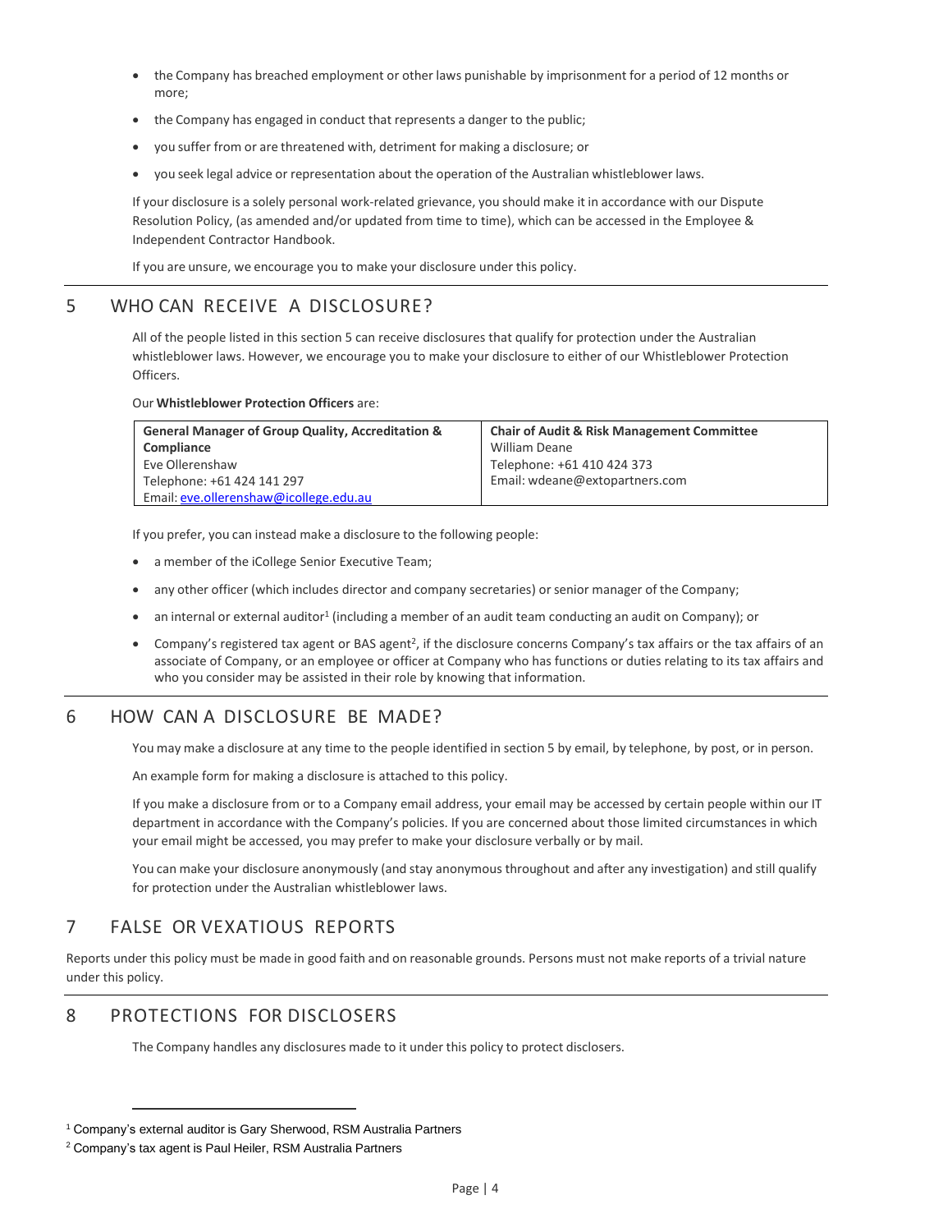- the Company has breached employment or other laws punishable by imprisonment for a period of 12 months or more;
- the Company has engaged in conduct that represents a danger to the public;
- you suffer from or are threatened with, detriment for making a disclosure; or
- you seek legal advice or representation about the operation of the Australian whistleblower laws.

If your disclosure is a solely personal work-related grievance, you should make it in accordance with our Dispute Resolution Policy, (as amended and/or updated from time to time), which can be accessed in the Employee & Independent Contractor Handbook.

If you are unsure, we encourage you to make your disclosure under this policy.

## 5 WHO CAN RECEIVE A DISCLOSURE?

All of the people listed in this section 5 can receive disclosures that qualify for protection under the Australian whistleblower laws. However, we encourage you to make your disclosure to either of our Whistleblower Protection Officers.

Our **Whistleblower Protection Officers** are:

| **General Manager of Group Quality, Accreditation & Compliance**<br>Eve Ollerenshaw<br>Telephone: +61 424 141 297<br>Email: eve.ollerenshaw@icollege.edu.au | **Chair of Audit & Risk Management Committee**<br>William Deane<br>Telephone: +61 410 424 373<br>Email: wdeane@extopartners.com |
|---|---|

If you prefer, you can instead make a disclosure to the following people:

- a member of the iCollege Senior Executive Team;
- any other officer (which includes director and company secretaries) or senior manager of the Company;
- an internal or external auditor[1] (including a member of an audit team conducting an audit on Company); or
- Company's registered tax agent or BAS agent[2], if the disclosure concerns Company's tax affairs or the tax affairs of an associate of Company, or an employee or officer at Company who has functions or duties relating to its tax affairs and who you consider may be assisted in their role by knowing that information.

## 6 HOW CAN A DISCLOSURE BE MADE?

You may make a disclosure at any time to the people identified in section 5 by email, by telephone, by post, or in person.

An example form for making a disclosure is attached to this policy.

If you make a disclosure from or to a Company email address, your email may be accessed by certain people within our IT department in accordance with the Company's policies. If you are concerned about those limited circumstances in which your email might be accessed, you may prefer to make your disclosure verbally or by mail.

You can make your disclosure anonymously (and stay anonymous throughout and after any investigation) and still qualify for protection under the Australian whistleblower laws.

## 7 FALSE OR VEXATIOUS REPORTS

Reports under this policy must be made in good faith and on reasonable grounds. Persons must not make reports of a trivial nature under this policy.

## 8 PROTECTIONS FOR DISCLOSERS

The Company handles any disclosures made to it under this policy to protect disclosers.

---

[1] Company's external auditor is Gary Sherwood, RSM Australia Partners

[2] Company's tax agent is Paul Heiler, RSM Australia Partners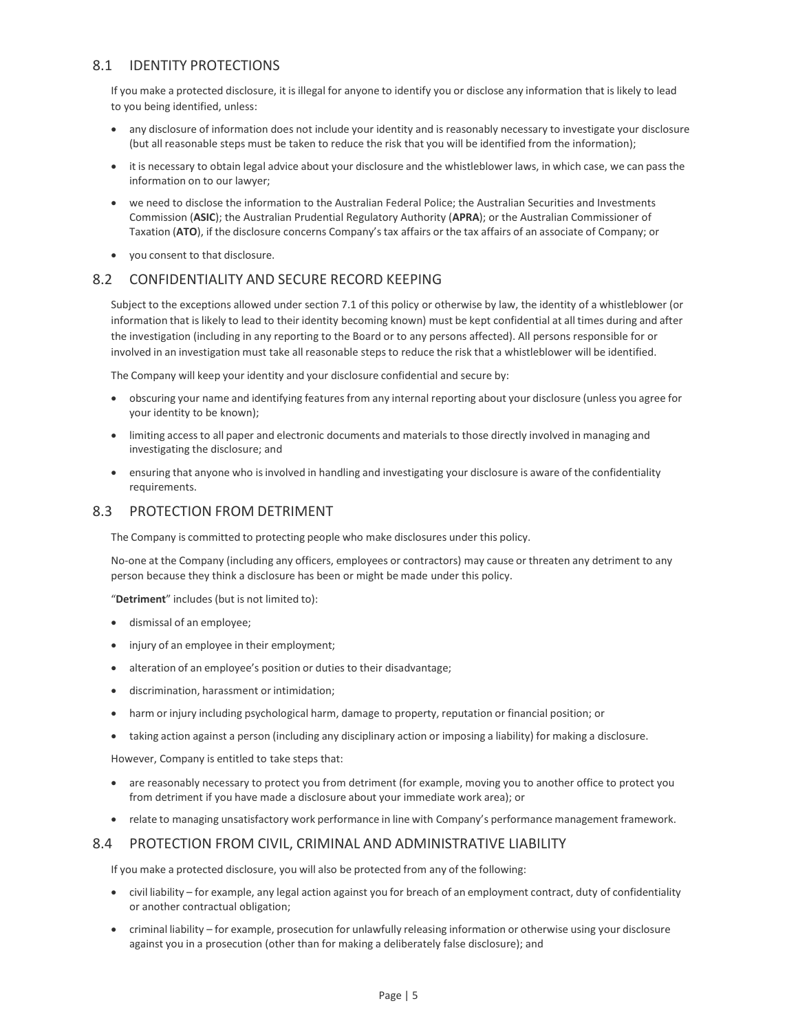## 8.1 IDENTITY PROTECTIONS

If you make a protected disclosure, it is illegal for anyone to identify you or disclose any information that is likely to lead to you being identified, unless:

- any disclosure of information does not include your identity and is reasonably necessary to investigate your disclosure (but all reasonable steps must be taken to reduce the risk that you will be identified from the information);
- it is necessary to obtain legal advice about your disclosure and the whistleblower laws, in which case, we can pass the information on to our lawyer;
- we need to disclose the information to the Australian Federal Police; the Australian Securities and Investments Commission (**ASIC**); the Australian Prudential Regulatory Authority (**APRA**); or the Australian Commissioner of Taxation (**ATO**), if the disclosure concerns Company's tax affairs or the tax affairs of an associate of Company; or
- you consent to that disclosure.

## 8.2 CONFIDENTIALITY AND SECURE RECORD KEEPING

Subject to the exceptions allowed under section 7.1 of this policy or otherwise by law, the identity of a whistleblower (or information that is likely to lead to their identity becoming known) must be kept confidential at all times during and after the investigation (including in any reporting to the Board or to any persons affected). All persons responsible for or involved in an investigation must take all reasonable steps to reduce the risk that a whistleblower will be identified.

The Company will keep your identity and your disclosure confidential and secure by:

- obscuring your name and identifying features from any internal reporting about your disclosure (unless you agree for your identity to be known);
- limiting access to all paper and electronic documents and materials to those directly involved in managing and investigating the disclosure; and
- ensuring that anyone who is involved in handling and investigating your disclosure is aware of the confidentiality requirements.

## 8.3 PROTECTION FROM DETRIMENT

The Company is committed to protecting people who make disclosures under this policy.

No-one at the Company (including any officers, employees or contractors) may cause or threaten any detriment to any person because they think a disclosure has been or might be made under this policy.

"**Detriment**" includes (but is not limited to):

- dismissal of an employee;
- injury of an employee in their employment;
- alteration of an employee's position or duties to their disadvantage;
- discrimination, harassment or intimidation;
- harm or injury including psychological harm, damage to property, reputation or financial position; or
- taking action against a person (including any disciplinary action or imposing a liability) for making a disclosure.

However, Company is entitled to take steps that:

- are reasonably necessary to protect you from detriment (for example, moving you to another office to protect you from detriment if you have made a disclosure about your immediate work area); or
- relate to managing unsatisfactory work performance in line with Company's performance management framework.

## 8.4 PROTECTION FROM CIVIL, CRIMINAL AND ADMINISTRATIVE LIABILITY

If you make a protected disclosure, you will also be protected from any of the following:

- civil liability – for example, any legal action against you for breach of an employment contract, duty of confidentiality or another contractual obligation;
- criminal liability – for example, prosecution for unlawfully releasing information or otherwise using your disclosure against you in a prosecution (other than for making a deliberately false disclosure); and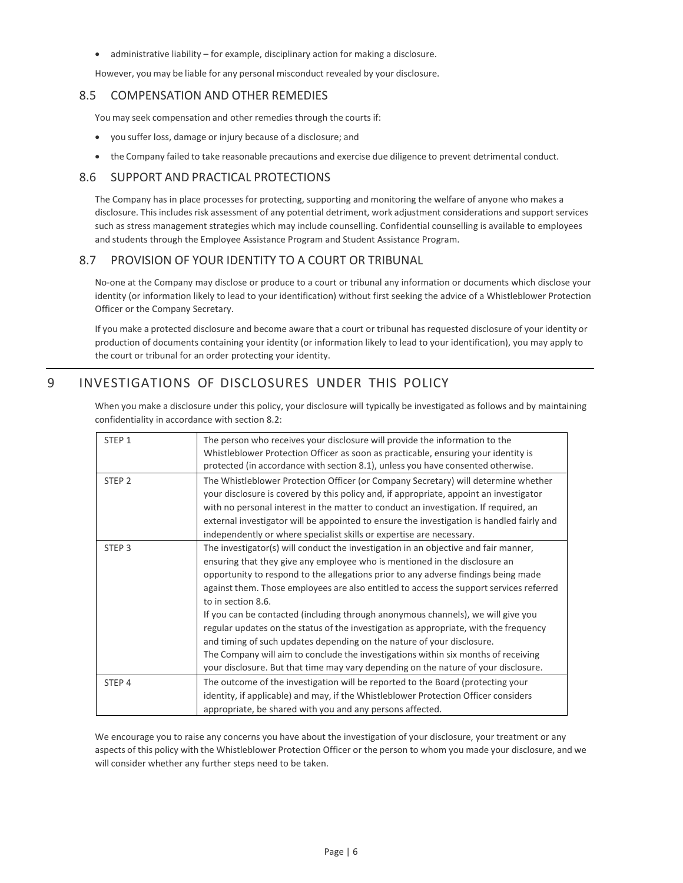- administrative liability – for example, disciplinary action for making a disclosure.

However, you may be liable for any personal misconduct revealed by your disclosure.

### 8.5 COMPENSATION AND OTHER REMEDIES

You may seek compensation and other remedies through the courts if:

- you suffer loss, damage or injury because of a disclosure; and
- the Company failed to take reasonable precautions and exercise due diligence to prevent detrimental conduct.

### 8.6 SUPPORT AND PRACTICAL PROTECTIONS

The Company has in place processes for protecting, supporting and monitoring the welfare of anyone who makes a disclosure. This includes risk assessment of any potential detriment, work adjustment considerations and support services such as stress management strategies which may include counselling. Confidential counselling is available to employees and students through the Employee Assistance Program and Student Assistance Program.

### 8.7 PROVISION OF YOUR IDENTITY TO A COURT OR TRIBUNAL

No-one at the Company may disclose or produce to a court or tribunal any information or documents which disclose your identity (or information likely to lead to your identification) without first seeking the advice of a Whistleblower Protection Officer or the Company Secretary.

If you make a protected disclosure and become aware that a court or tribunal has requested disclosure of your identity or production of documents containing your identity (or information likely to lead to your identification), you may apply to the court or tribunal for an order protecting your identity.

## 9 INVESTIGATIONS OF DISCLOSURES UNDER THIS POLICY

When you make a disclosure under this policy, your disclosure will typically be investigated as follows and by maintaining confidentiality in accordance with section 8.2:

| | |
|---|---|
| STEP 1 | The person who receives your disclosure will provide the information to the Whistleblower Protection Officer as soon as practicable, ensuring your identity is protected (in accordance with section 8.1), unless you have consented otherwise. |
| STEP 2 | The Whistleblower Protection Officer (or Company Secretary) will determine whether your disclosure is covered by this policy and, if appropriate, appoint an investigator with no personal interest in the matter to conduct an investigation. If required, an external investigator will be appointed to ensure the investigation is handled fairly and independently or where specialist skills or expertise are necessary. |
| STEP 3 | The investigator(s) will conduct the investigation in an objective and fair manner, ensuring that they give any employee who is mentioned in the disclosure an opportunity to respond to the allegations prior to any adverse findings being made against them. Those employees are also entitled to access the support services referred to in section 8.6.<br>If you can be contacted (including through anonymous channels), we will give you regular updates on the status of the investigation as appropriate, with the frequency and timing of such updates depending on the nature of your disclosure.<br>The Company will aim to conclude the investigations within six months of receiving your disclosure. But that time may vary depending on the nature of your disclosure. |
| STEP 4 | The outcome of the investigation will be reported to the Board (protecting your identity, if applicable) and may, if the Whistleblower Protection Officer considers appropriate, be shared with you and any persons affected. |

We encourage you to raise any concerns you have about the investigation of your disclosure, your treatment or any aspects of this policy with the Whistleblower Protection Officer or the person to whom you made your disclosure, and we will consider whether any further steps need to be taken.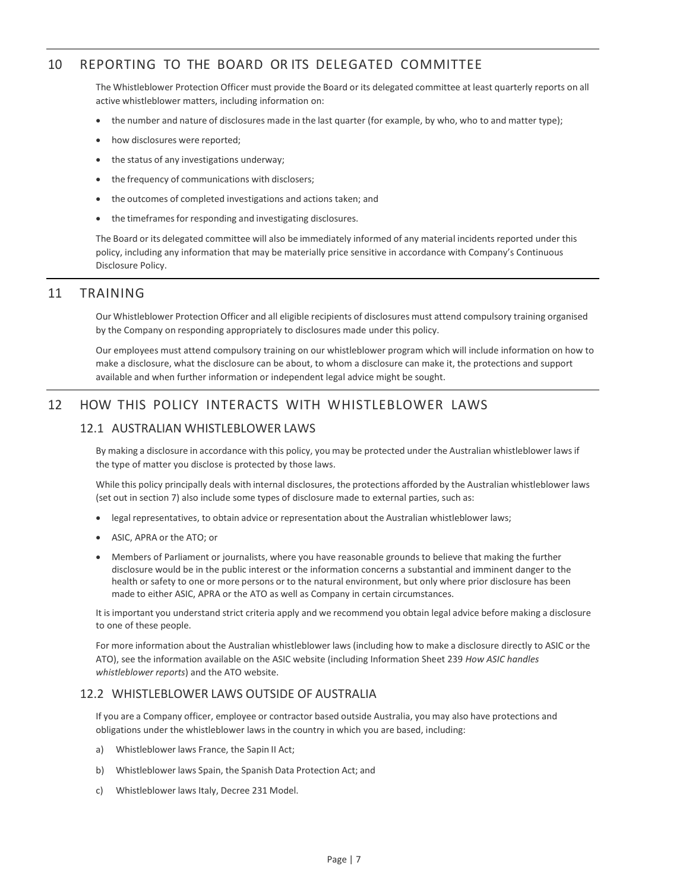## 10 REPORTING TO THE BOARD OR ITS DELEGATED COMMITTEE

The Whistleblower Protection Officer must provide the Board or its delegated committee at least quarterly reports on all active whistleblower matters, including information on:

- the number and nature of disclosures made in the last quarter (for example, by who, who to and matter type);
- how disclosures were reported;
- the status of any investigations underway;
- the frequency of communications with disclosers;
- the outcomes of completed investigations and actions taken; and
- the timeframes for responding and investigating disclosures.

The Board or its delegated committee will also be immediately informed of any material incidents reported under this policy, including any information that may be materially price sensitive in accordance with Company's Continuous Disclosure Policy.

## 11 TRAINING

Our Whistleblower Protection Officer and all eligible recipients of disclosures must attend compulsory training organised by the Company on responding appropriately to disclosures made under this policy.

Our employees must attend compulsory training on our whistleblower program which will include information on how to make a disclosure, what the disclosure can be about, to whom a disclosure can make it, the protections and support available and when further information or independent legal advice might be sought.

## 12 HOW THIS POLICY INTERACTS WITH WHISTLEBLOWER LAWS

### 12.1 AUSTRALIAN WHISTLEBLOWER LAWS

By making a disclosure in accordance with this policy, you may be protected under the Australian whistleblower laws if the type of matter you disclose is protected by those laws.

While this policy principally deals with internal disclosures, the protections afforded by the Australian whistleblower laws (set out in section 7) also include some types of disclosure made to external parties, such as:

- legal representatives, to obtain advice or representation about the Australian whistleblower laws;
- ASIC, APRA or the ATO; or
- Members of Parliament or journalists, where you have reasonable grounds to believe that making the further disclosure would be in the public interest or the information concerns a substantial and imminent danger to the health or safety to one or more persons or to the natural environment, but only where prior disclosure has been made to either ASIC, APRA or the ATO as well as Company in certain circumstances.

It is important you understand strict criteria apply and we recommend you obtain legal advice before making a disclosure to one of these people.

For more information about the Australian whistleblower laws (including how to make a disclosure directly to ASIC or the ATO), see the information available on the ASIC website (including Information Sheet 239 *How ASIC handles whistleblower reports*) and the ATO website.

### 12.2 WHISTLEBLOWER LAWS OUTSIDE OF AUSTRALIA

If you are a Company officer, employee or contractor based outside Australia, you may also have protections and obligations under the whistleblower laws in the country in which you are based, including:

a) Whistleblower laws France, the Sapin II Act;

b) Whistleblower laws Spain, the Spanish Data Protection Act; and

c) Whistleblower laws Italy, Decree 231 Model.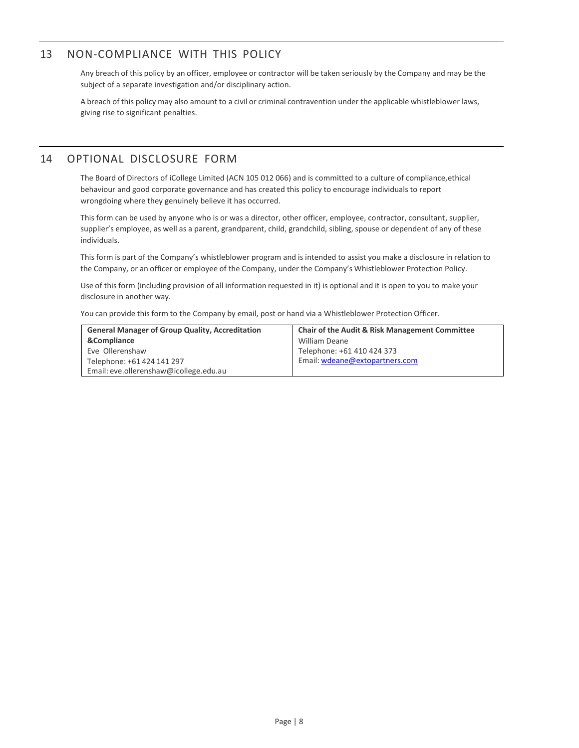## 13 NON-COMPLIANCE WITH THIS POLICY

Any breach of this policy by an officer, employee or contractor will be taken seriously by the Company and may be the subject of a separate investigation and/or disciplinary action.

A breach of this policy may also amount to a civil or criminal contravention under the applicable whistleblower laws, giving rise to significant penalties.

## 14 OPTIONAL DISCLOSURE FORM

The Board of Directors of iCollege Limited (ACN 105 012 066) and is committed to a culture of compliance,ethical behaviour and good corporate governance and has created this policy to encourage individuals to report wrongdoing where they genuinely believe it has occurred.

This form can be used by anyone who is or was a director, other officer, employee, contractor, consultant, supplier, supplier's employee, as well as a parent, grandparent, child, grandchild, sibling, spouse or dependent of any of these individuals.

This form is part of the Company's whistleblower program and is intended to assist you make a disclosure in relation to the Company, or an officer or employee of the Company, under the Company's Whistleblower Protection Policy.

Use of this form (including provision of all information requested in it) is optional and it is open to you to make your disclosure in another way.

You can provide this form to the Company by email, post or hand via a Whistleblower Protection Officer.

| **General Manager of Group Quality, Accreditation &Compliance** | **Chair of the Audit & Risk Management Committee** |
|---|---|
| Eve Ollerenshaw<br>Telephone: +61 424 141 297<br>Email: eve.ollerenshaw@icollege.edu.au | William Deane<br>Telephone: +61 410 424 373<br>Email: wdeane@extopartners.com |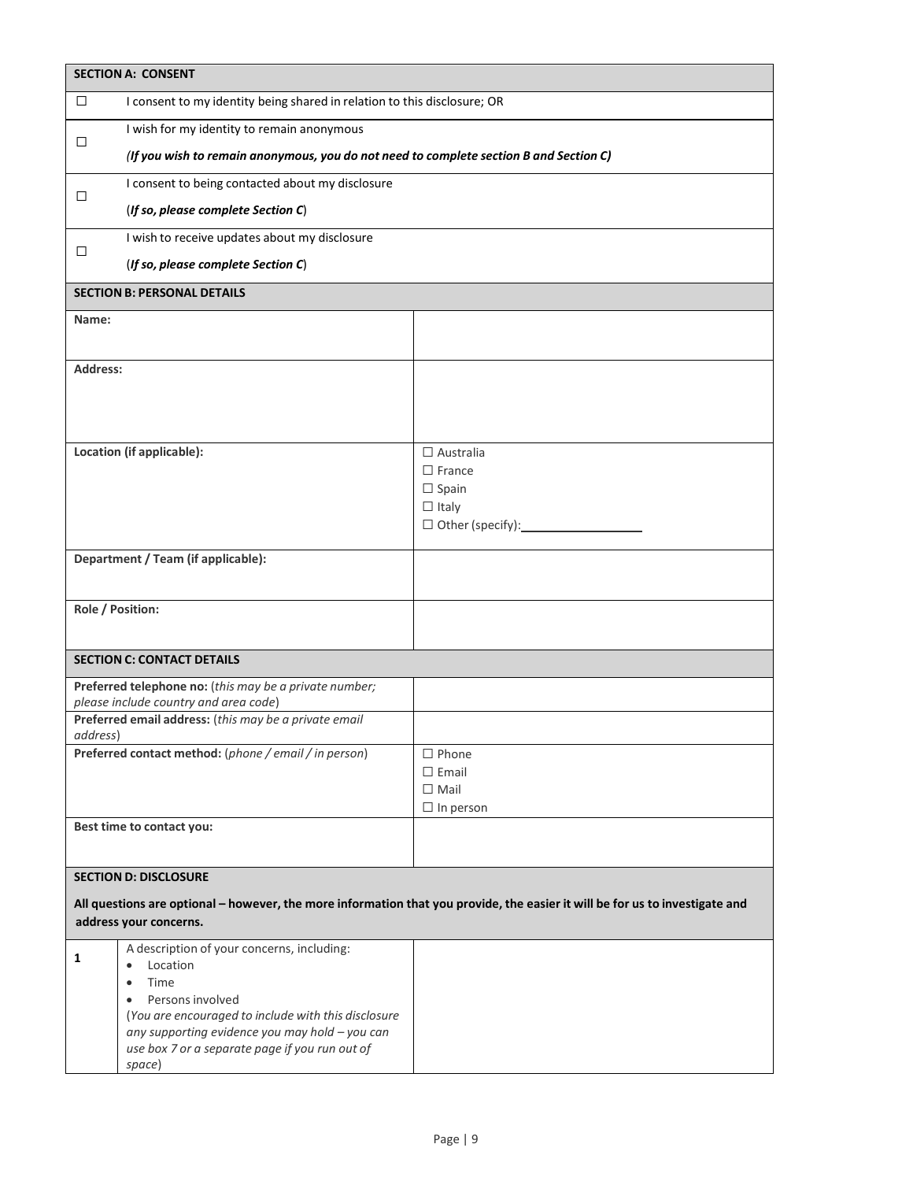| **SECTION A: CONSENT** | |
|---|---|
| ☐ | I consent to my identity being shared in relation to this disclosure; OR |
| ☐ | I wish for my identity to remain anonymous<br>***(If you wish to remain anonymous, you do not need to complete section B and Section C)*** |
| ☐ | I consent to being contacted about my disclosure<br>(***If so, please complete Section C***) |
| ☐ | I wish to receive updates about my disclosure<br>(***If so, please complete Section C***) |

| **SECTION B: PERSONAL DETAILS** | |
|---|---|
| **Name:** | |
| **Address:** | |
| **Location (if applicable):** | ☐ Australia<br>☐ France<br>☐ Spain<br>☐ Italy<br>☐ Other (specify):__________ |
| **Department / Team (if applicable):** | |
| **Role / Position:** | |

| **SECTION C: CONTACT DETAILS** | |
|---|---|
| **Preferred telephone no:** (*this may be a private number; please include country and area code*) | |
| **Preferred email address:** (*this may be a private email address*) | |
| **Preferred contact method:** (*phone / email / in person*) | ☐ Phone<br>☐ Email<br>☐ Mail<br>☐ In person |
| **Best time to contact you:** | |

**SECTION D: DISCLOSURE**

**All questions are optional – however, the more information that you provide, the easier it will be for us to investigate and address your concerns.**

| | | |
|---|---|---|
| **1** | A description of your concerns, including:<br>• Location<br>• Time<br>• Persons involved<br>(*You are encouraged to include with this disclosure any supporting evidence you may hold – you can use box 7 or a separate page if you run out of space*) | |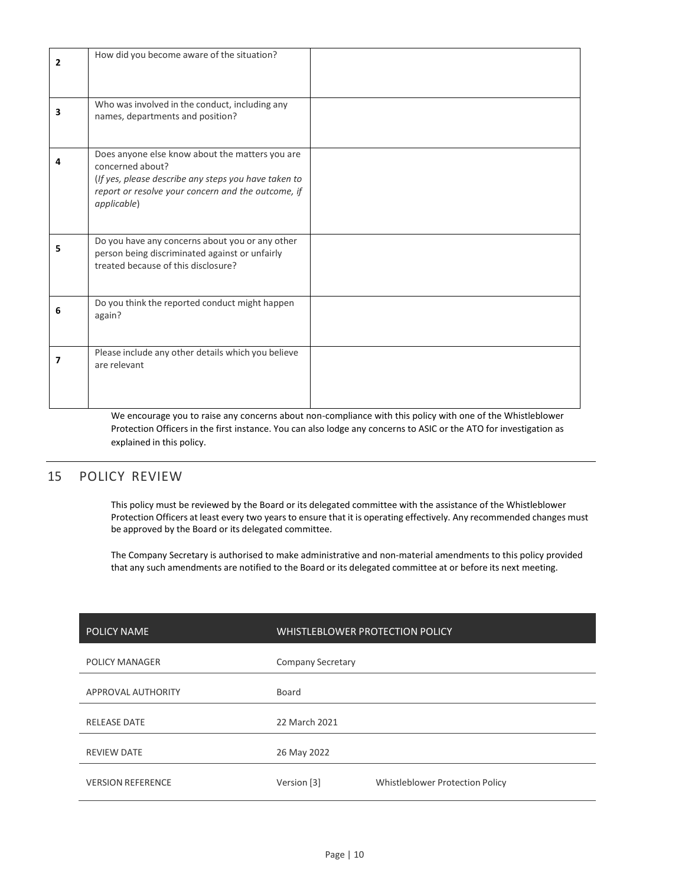| | | |
|---|---|---|
| **2** | How did you become aware of the situation? | |
| **3** | Who was involved in the conduct, including any names, departments and position? | |
| **4** | Does anyone else know about the matters you are concerned about? (*If yes, please describe any steps you have taken to report or resolve your concern and the outcome, if applicable*) | |
| **5** | Do you have any concerns about you or any other person being discriminated against or unfairly treated because of this disclosure? | |
| **6** | Do you think the reported conduct might happen again? | |
| **7** | Please include any other details which you believe are relevant | |

We encourage you to raise any concerns about non-compliance with this policy with one of the Whistleblower Protection Officers in the first instance. You can also lodge any concerns to ASIC or the ATO for investigation as explained in this policy.

## 15 POLICY REVIEW

This policy must be reviewed by the Board or its delegated committee with the assistance of the Whistleblower Protection Officers at least every two years to ensure that it is operating effectively. Any recommended changes must be approved by the Board or its delegated committee.

The Company Secretary is authorised to make administrative and non-material amendments to this policy provided that any such amendments are notified to the Board or its delegated committee at or before its next meeting.

| POLICY NAME | WHISTLEBLOWER PROTECTION POLICY | |
|---|---|---|
| POLICY MANAGER | Company Secretary | |
| APPROVAL AUTHORITY | Board | |
| RELEASE DATE | 22 March 2021 | |
| REVIEW DATE | 26 May 2022 | |
| VERSION REFERENCE | Version [3] | Whistleblower Protection Policy |